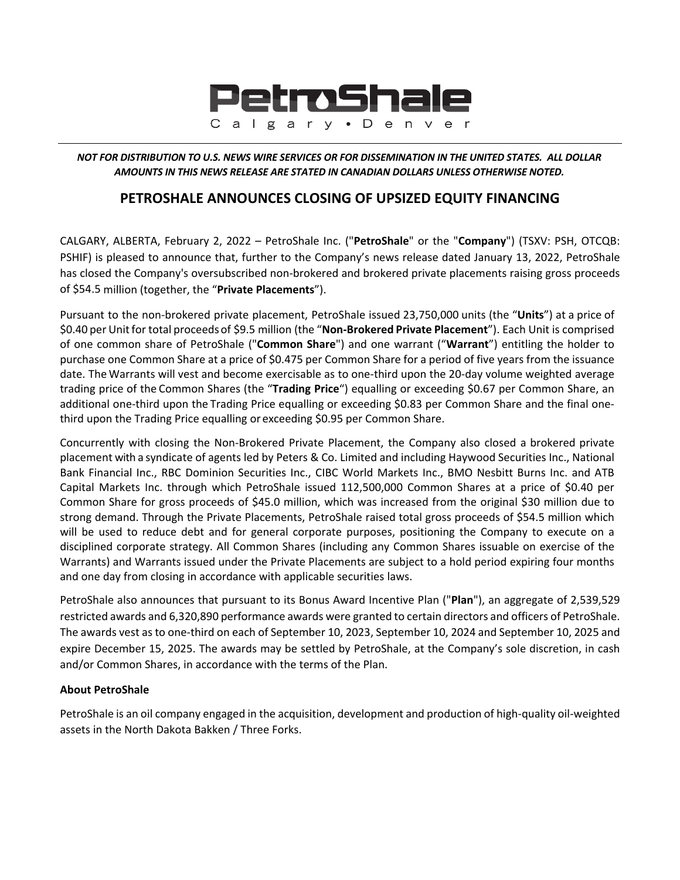PetroShale

Calgary • Denver

***NOT FOR DISTRIBUTION TO U.S. NEWS WIRE SERVICES OR FOR DISSEMINATION IN THE UNITED STATES. ALL DOLLAR AMOUNTS IN THIS NEWS RELEASE ARE STATED IN CANADIAN DOLLARS UNLESS OTHERWISE NOTED.***

# PETROSHALE ANNOUNCES CLOSING OF UPSIZED EQUITY FINANCING

CALGARY, ALBERTA, February 2, 2022 – PetroShale Inc. ("**PetroShale**" or the "**Company**") (TSXV: PSH, OTCQB: PSHIF) is pleased to announce that, further to the Company's news release dated January 13, 2022, PetroShale has closed the Company's oversubscribed non-brokered and brokered private placements raising gross proceeds of $54.5 million (together, the "**Private Placements**").

Pursuant to the non-brokered private placement, PetroShale issued 23,750,000 units (the "**Units**") at a price of $0.40 per Unit for total proceeds of $9.5 million (the "**Non-Brokered Private Placement**"). Each Unit is comprised of one common share of PetroShale ("**Common Share**") and one warrant ("**Warrant**") entitling the holder to purchase one Common Share at a price of $0.475 per Common Share for a period of five years from the issuance date. The Warrants will vest and become exercisable as to one-third upon the 20-day volume weighted average trading price of the Common Shares (the "**Trading Price**") equalling or exceeding $0.67 per Common Share, an additional one-third upon the Trading Price equalling or exceeding $0.83 per Common Share and the final one-third upon the Trading Price equalling or exceeding $0.95 per Common Share.

Concurrently with closing the Non-Brokered Private Placement, the Company also closed a brokered private placement with a syndicate of agents led by Peters & Co. Limited and including Haywood Securities Inc., National Bank Financial Inc., RBC Dominion Securities Inc., CIBC World Markets Inc., BMO Nesbitt Burns Inc. and ATB Capital Markets Inc. through which PetroShale issued 112,500,000 Common Shares at a price of $0.40 per Common Share for gross proceeds of $45.0 million, which was increased from the original $30 million due to strong demand. Through the Private Placements, PetroShale raised total gross proceeds of $54.5 million which will be used to reduce debt and for general corporate purposes, positioning the Company to execute on a disciplined corporate strategy. All Common Shares (including any Common Shares issuable on exercise of the Warrants) and Warrants issued under the Private Placements are subject to a hold period expiring four months and one day from closing in accordance with applicable securities laws.

PetroShale also announces that pursuant to its Bonus Award Incentive Plan ("**Plan**"), an aggregate of 2,539,529 restricted awards and 6,320,890 performance awards were granted to certain directors and officers of PetroShale. The awards vest as to one-third on each of September 10, 2023, September 10, 2024 and September 10, 2025 and expire December 15, 2025. The awards may be settled by PetroShale, at the Company's sole discretion, in cash and/or Common Shares, in accordance with the terms of the Plan.

**About PetroShale**

PetroShale is an oil company engaged in the acquisition, development and production of high-quality oil-weighted assets in the North Dakota Bakken / Three Forks.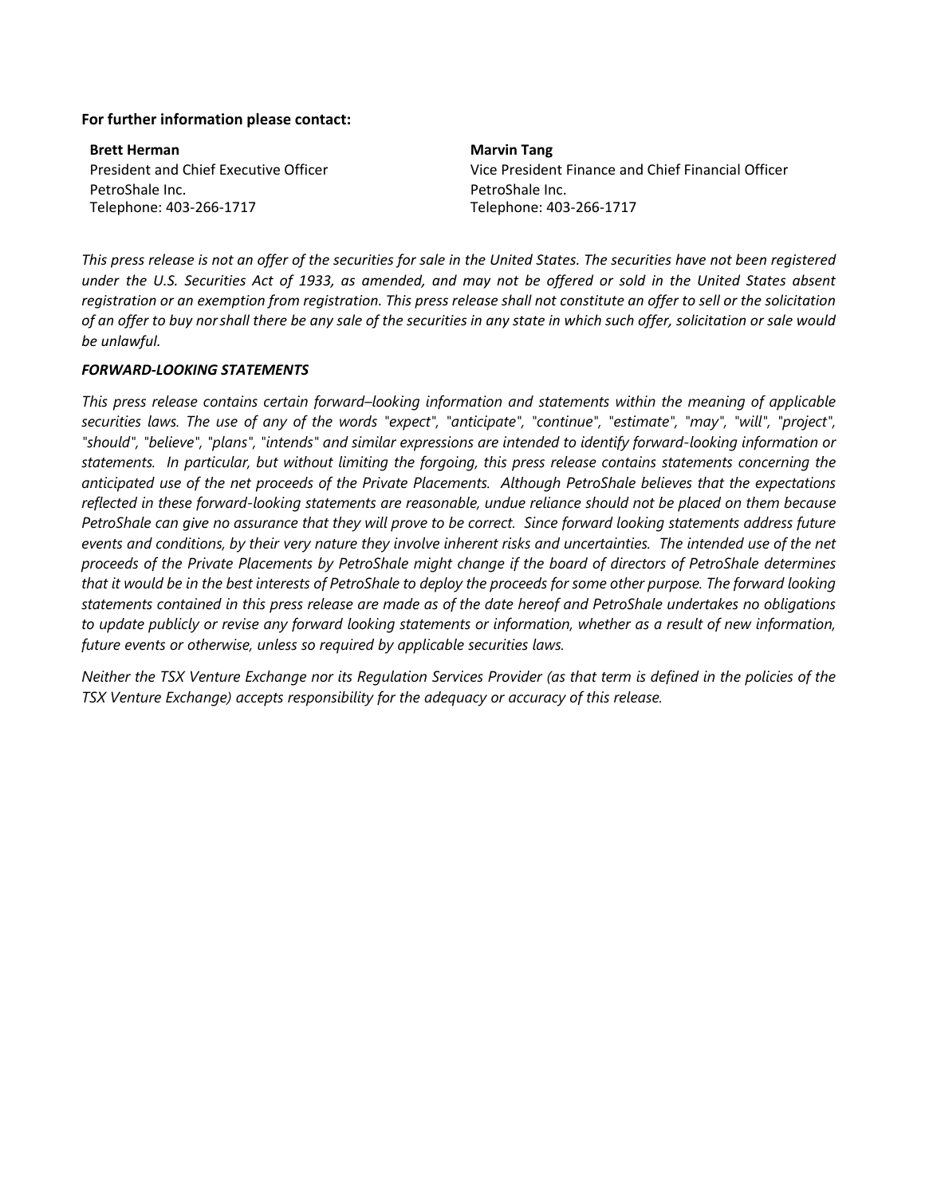**For further information please contact:**

**Brett Herman**
President and Chief Executive Officer
PetroShale Inc.
Telephone: 403-266-1717

**Marvin Tang**
Vice President Finance and Chief Financial Officer
PetroShale Inc.
Telephone: 403-266-1717

*This press release is not an offer of the securities for sale in the United States. The securities have not been registered under the U.S. Securities Act of 1933, as amended, and may not be offered or sold in the United States absent registration or an exemption from registration. This press release shall not constitute an offer to sell or the solicitation of an offer to buy nor shall there be any sale of the securities in any state in which such offer, solicitation or sale would be unlawful.*

***FORWARD-LOOKING STATEMENTS***

*This press release contains certain forward–looking information and statements within the meaning of applicable securities laws. The use of any of the words "expect", "anticipate", "continue", "estimate", "may", "will", "project", "should", "believe", "plans", "intends" and similar expressions are intended to identify forward-looking information or statements. In particular, but without limiting the forgoing, this press release contains statements concerning the anticipated use of the net proceeds of the Private Placements. Although PetroShale believes that the expectations reflected in these forward-looking statements are reasonable, undue reliance should not be placed on them because PetroShale can give no assurance that they will prove to be correct. Since forward looking statements address future events and conditions, by their very nature they involve inherent risks and uncertainties. The intended use of the net proceeds of the Private Placements by PetroShale might change if the board of directors of PetroShale determines that it would be in the best interests of PetroShale to deploy the proceeds for some other purpose. The forward looking statements contained in this press release are made as of the date hereof and PetroShale undertakes no obligations to update publicly or revise any forward looking statements or information, whether as a result of new information, future events or otherwise, unless so required by applicable securities laws.*

*Neither the TSX Venture Exchange nor its Regulation Services Provider (as that term is defined in the policies of the TSX Venture Exchange) accepts responsibility for the adequacy or accuracy of this release.*